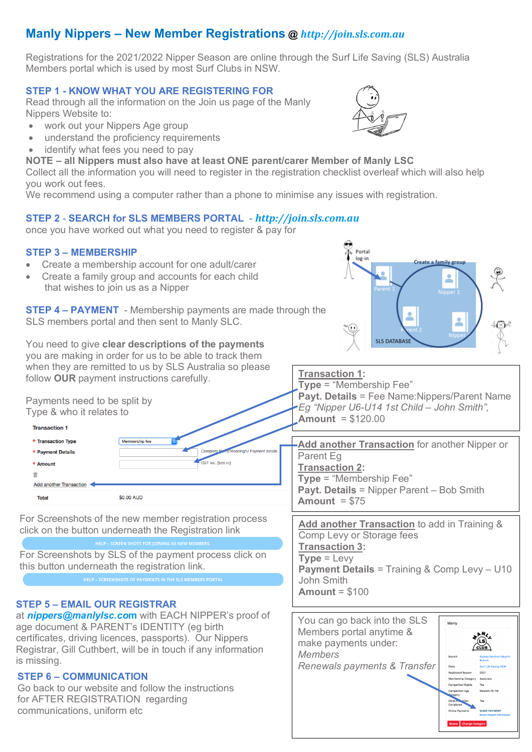# Manly Nippers – New Member Registrations @ *http://join.sls.com.au*

Registrations for the 2021/2022 Nipper Season are online through the Surf Life Saving (SLS) Australia Members portal which is used by most Surf Clubs in NSW.

## STEP 1 - KNOW WHAT YOU ARE REGISTERING FOR

Read through all the information on the Join us page of the Manly Nippers Website to:

- work out your Nippers Age group
- understand the proficiency requirements
- identify what fees you need to pay

**NOTE – all Nippers must also have at least ONE parent/carer Member of Manly LSC**

Collect all the information you will need to register in the registration checklist overleaf which will also help you work out fees.

We recommend using a computer rather than a phone to minimise any issues with registration.

## STEP 2 - SEARCH for SLS MEMBERS PORTAL - *http://join.sls.com.au*

once you have worked out what you need to register & pay for

## STEP 3 – MEMBERSHIP

- Create a membership account for one adult/carer
- Create a family group and accounts for each child that wishes to join us as a Nipper

Portal log-in

Create a family group

Parent 1 · Nipper 1 · Parent 2 · Nipper

SLS DATABASE

## STEP 4 – PAYMENT

- Membership payments are made through the SLS members portal and then sent to Manly SLC.

You need to give **clear descriptions of the payments** you are making in order for us to be able to track them when they are remitted to us by SLS Australia so please follow **OUR** payment instructions carefully.

Payments need to be split by Type & who it relates to

**Transaction 1**

- \* Transaction Type: Membership fee
- \* Payment Details: Complete Meaningful Payment details
- \* Amount: GST inc. ($dd.cc)

Add another Transaction

Total $0.00 AUD

**Transaction 1:**
**Type** = "Membership Fee"
**Payt. Details** = Fee Name:Nippers/Parent Name
*Eg "Nipper U6-U14 1st Child – John Smith",*
**Amount** = $120.00

**Add another Transaction** for another Nipper or Parent Eg
**Transaction 2:**
**Type** = "Membership Fee"
**Payt. Details** = Nipper Parent – Bob Smith
**Amount** = $75

**Add another Transaction** to add in Training & Comp Levy or Storage fees
**Transaction 3:**
**Type** = Levy
**Payment Details** = Training & Comp Levy – U10 John Smith
**Amount** = $100

For Screenshots of the new member registration process click on the button underneath the Registration link

HELP - SCREEN SHOTS FOR JOINING AS NEW MEMBERS

For Screenshots by SLS of the payment process click on this button underneath the registration link.

HELP - SCREENSHOTS OF PAYMENTS IN THE SLS MEMBERS PORTAL

You can go back into the SLS Members portal anytime & make payments under: *Members Renewals payments & Transfer*

## STEP 5 – EMAIL OUR REGISTRAR

at ***nippers@manlylsc.com*** with EACH NIPPER's proof of age document & PARENT's IDENTITY (eg birth certificates, driving licences, passports). Our Nippers Registrar, Gill Cuthbert, will be in touch if any information is missing.

## STEP 6 – COMMUNICATION

Go back to our website and follow the instructions for AFTER REGISTRATION regarding communications, uniform etc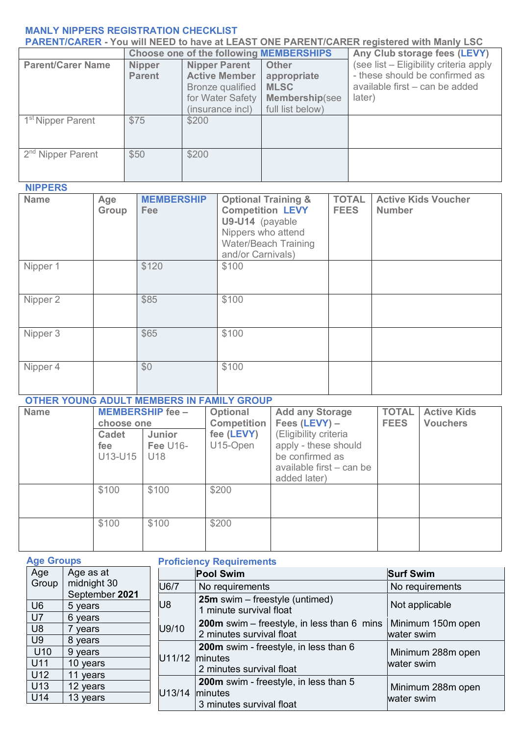## MANLY NIPPERS REGISTRATION CHECKLIST

**PARENT/CARER - You will NEED to have at LEAST ONE PARENT/CARER registered with Manly LSC**

| Parent/Carer Name | Choose one of the following MEMBERSHIPS | | | Any Club storage fees (LEVY) (see list – Eligibility criteria apply - these should be confirmed as available first – can be added later) |
|---|---|---|---|---|
| | **Nipper Parent** | **Nipper Parent Active Member** Bronze qualified for Water Safety (insurance incl) | **Other appropriate MLSC Membership**(see full list below) | |
| 1st Nipper Parent | $75 | $200 | | |
| 2nd Nipper Parent | $50 | $200 | | |

## NIPPERS

| Name | Age Group | MEMBERSHIP Fee | Optional Training & Competition LEVY U9-U14 (payable Nippers who attend Water/Beach Training and/or Carnivals) | TOTAL FEES | Active Kids Voucher Number |
|---|---|---|---|---|---|
| Nipper 1 | | $120 | $100 | | |
| Nipper 2 | | $85 | $100 | | |
| Nipper 3 | | $65 | $100 | | |
| Nipper 4 | | $0 | $100 | | |

## OTHER YOUNG ADULT MEMBERS IN FAMILY GROUP

| Name | MEMBERSHIP fee – choose one | | Optional Competition fee (LEVY) U15-Open | Add any Storage Fees (LEVY) – (Eligibility criteria apply - these should be confirmed as available first – can be added later) | TOTAL FEES | Active Kids Vouchers |
|---|---|---|---|---|---|---|
| | **Cadet fee** U13-U15 | **Junior Fee** U16-U18 | | | | |
| | $100 | $100 | $200 | | | |
| | $100 | $100 | $200 | | | |

### Age Groups

| Age Group | Age as at midnight 30 September **2021** |
|---|---|
| U6 | 5 years |
| U7 | 6 years |
| U8 | 7 years |
| U9 | 8 years |
| U10 | 9 years |
| U11 | 10 years |
| U12 | 11 years |
| U13 | 12 years |
| U14 | 13 years |

### Proficiency Requirements

| | Pool Swim | Surf Swim |
|---|---|---|
| U6/7 | No requirements | No requirements |
| U8 | **25m** swim – freestyle (untimed)<br>1 minute survival float | Not applicable |
| U9/10 | **200m** swim – freestyle, in less than 6 mins<br>2 minutes survival float | Minimum 150m open water swim |
| U11/12 | **200m** swim - freestyle, in less than 6 minutes<br>2 minutes survival float | Minimum 288m open water swim |
| U13/14 | **200m** swim - freestyle, in less than 5 minutes<br>3 minutes survival float | Minimum 288m open water swim |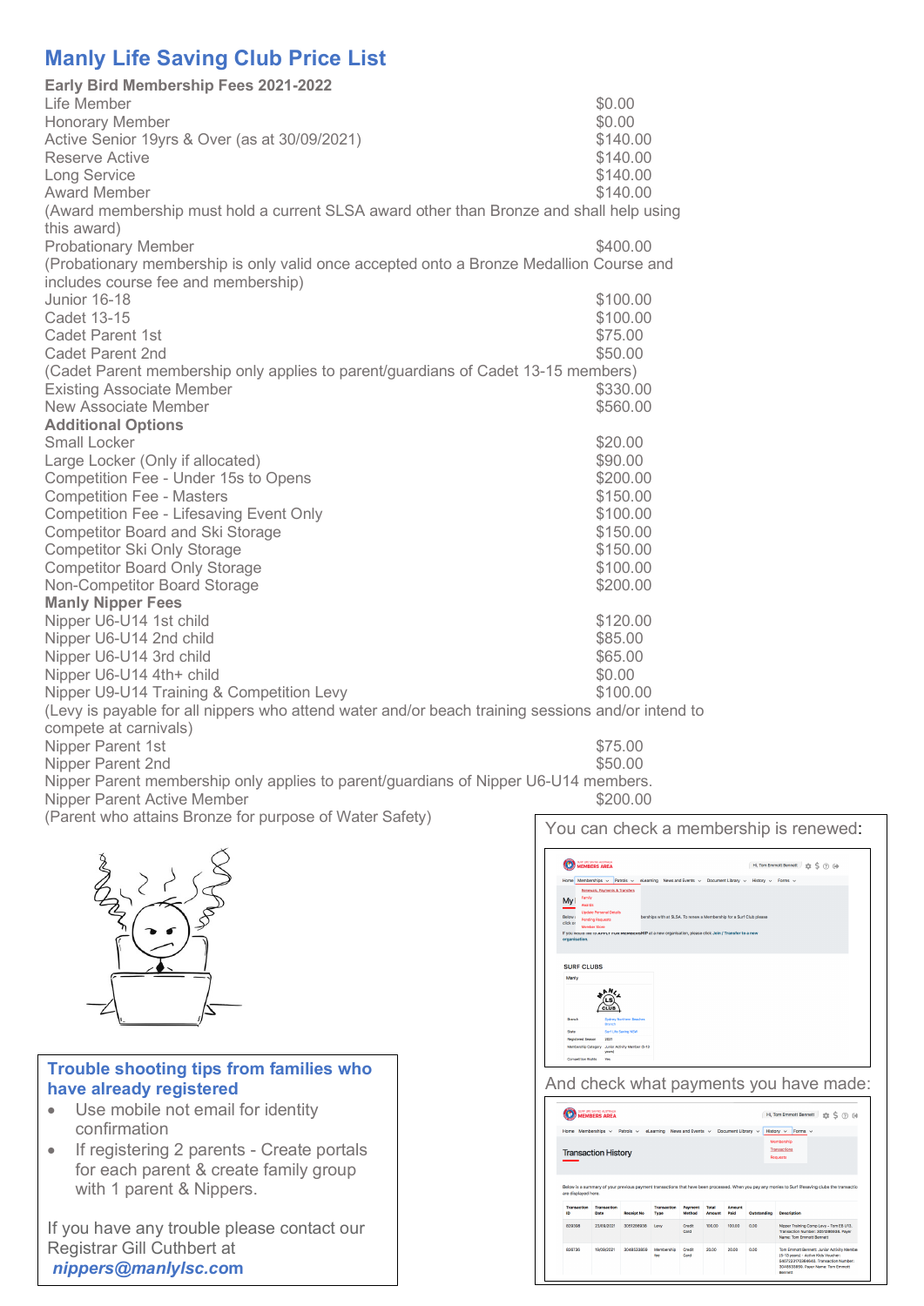# Manly Life Saving Club Price List

| | |
|---|---|
| **Early Bird Membership Fees 2021-2022** | |
| Life Member | $0.00 |
| Honorary Member | $0.00 |
| Active Senior 19yrs & Over (as at 30/09/2021) | $140.00 |
| Reserve Active | $140.00 |
| Long Service | $140.00 |
| Award Member | $140.00 |
| (Award membership must hold a current SLSA award other than Bronze and shall help using this award) | |
| Probationary Member | $400.00 |
| (Probationary membership is only valid once accepted onto a Bronze Medallion Course and includes course fee and membership) | |
| Junior 16-18 | $100.00 |
| Cadet 13-15 | $100.00 |
| Cadet Parent 1st | $75.00 |
| Cadet Parent 2nd | $50.00 |
| (Cadet Parent membership only applies to parent/guardians of Cadet 13-15 members) | |
| Existing Associate Member | $330.00 |
| New Associate Member | $560.00 |
| **Additional Options** | |
| Small Locker | $20.00 |
| Large Locker (Only if allocated) | $90.00 |
| Competition Fee - Under 15s to Opens | $200.00 |
| Competition Fee - Masters | $150.00 |
| Competition Fee - Lifesaving Event Only | $100.00 |
| Competitor Board and Ski Storage | $150.00 |
| Competitor Ski Only Storage | $150.00 |
| Competitor Board Only Storage | $100.00 |
| Non-Competitor Board Storage | $200.00 |
| **Manly Nipper Fees** | |
| Nipper U6-U14 1st child | $120.00 |
| Nipper U6-U14 2nd child | $85.00 |
| Nipper U6-U14 3rd child | $65.00 |
| Nipper U6-U14 4th+ child | $0.00 |
| Nipper U9-U14 Training & Competition Levy | $100.00 |
| (Levy is payable for all nippers who attend water and/or beach training sessions and/or intend to compete at carnivals) | |
| Nipper Parent 1st | $75.00 |
| Nipper Parent 2nd | $50.00 |
| Nipper Parent membership only applies to parent/guardians of Nipper U6-U14 members. | |
| Nipper Parent Active Member | $200.00 |
| (Parent who attains Bronze for purpose of Water Safety) | |

You can check a membership is renewed:

And check what payments you have made:

### Trouble shooting tips from families who have already registered

- Use mobile not email for identity confirmation
- If registering 2 parents - Create portals for each parent & create family group with 1 parent & Nippers.

If you have any trouble please contact our Registrar Gill Cuthbert at ***nippers@manlylsc.com***